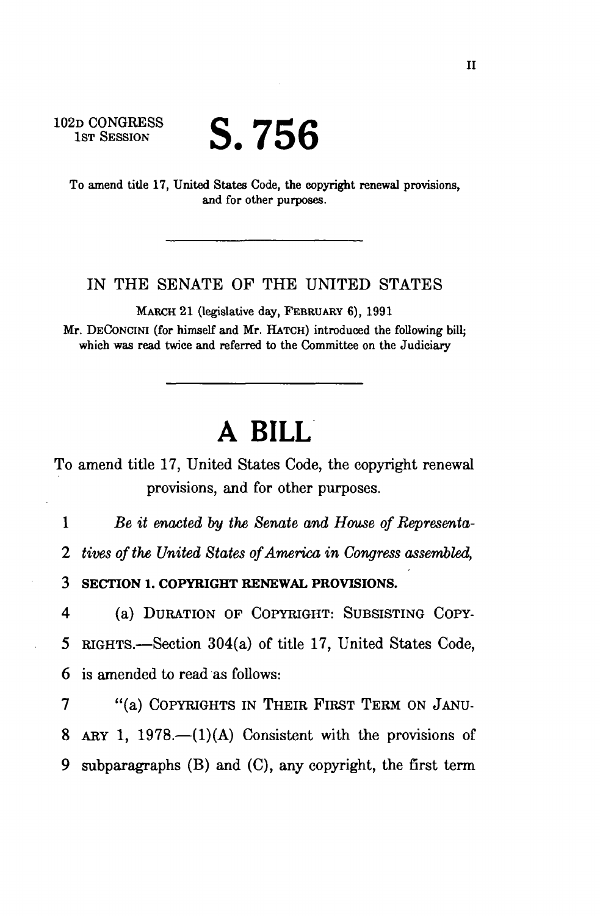102D CONGRESS
1ST SESSION

# S. 756

To amend title 17, United States Code, the copyright renewal provisions, and for other purposes.

---

IN THE SENATE OF THE UNITED STATES

MARCH 21 (legislative day, FEBRUARY 6), 1991

Mr. DECONCINI (for himself and Mr. HATCH) introduced the following bill; which was read twice and referred to the Committee on the Judiciary

---

# A BILL

To amend title 17, United States Code, the copyright renewal provisions, and for other purposes.

1 *Be it enacted by the Senate and House of Representa-*
2 *tives of the United States of America in Congress assembled,*
3 **SECTION 1. COPYRIGHT RENEWAL PROVISIONS.**
4 (a) DURATION OF COPYRIGHT: SUBSISTING COPY-
5 RIGHTS.—Section 304(a) of title 17, United States Code,
6 is amended to read as follows:
7 "(a) COPYRIGHTS IN THEIR FIRST TERM ON JANU-
8 ARY 1, 1978.—(1)(A) Consistent with the provisions of
9 subparagraphs (B) and (C), any copyright, the first term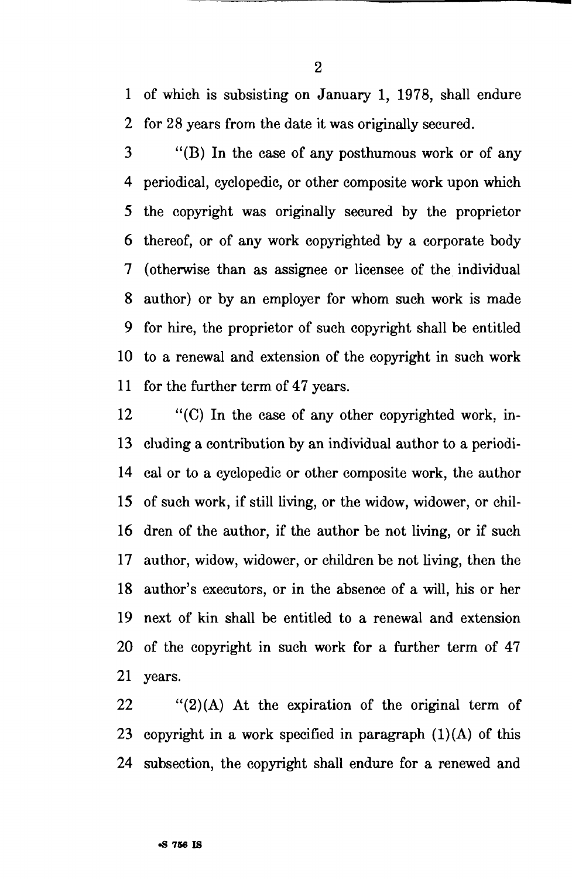of which is subsisting on January 1, 1978, shall endure for 28 years from the date it was originally secured.

"(B) In the case of any posthumous work or of any periodical, cyclopedic, or other composite work upon which the copyright was originally secured by the proprietor thereof, or of any work copyrighted by a corporate body (otherwise than as assignee or licensee of the individual author) or by an employer for whom such work is made for hire, the proprietor of such copyright shall be entitled to a renewal and extension of the copyright in such work for the further term of 47 years.

"(C) In the case of any other copyrighted work, including a contribution by an individual author to a periodical or to a cyclopedic or other composite work, the author of such work, if still living, or the widow, widower, or children of the author, if the author be not living, or if such author, widow, widower, or children be not living, then the author's executors, or in the absence of a will, his or her next of kin shall be entitled to a renewal and extension of the copyright in such work for a further term of 47 years.

"(2)(A) At the expiration of the original term of copyright in a work specified in paragraph (1)(A) of this subsection, the copyright shall endure for a renewed and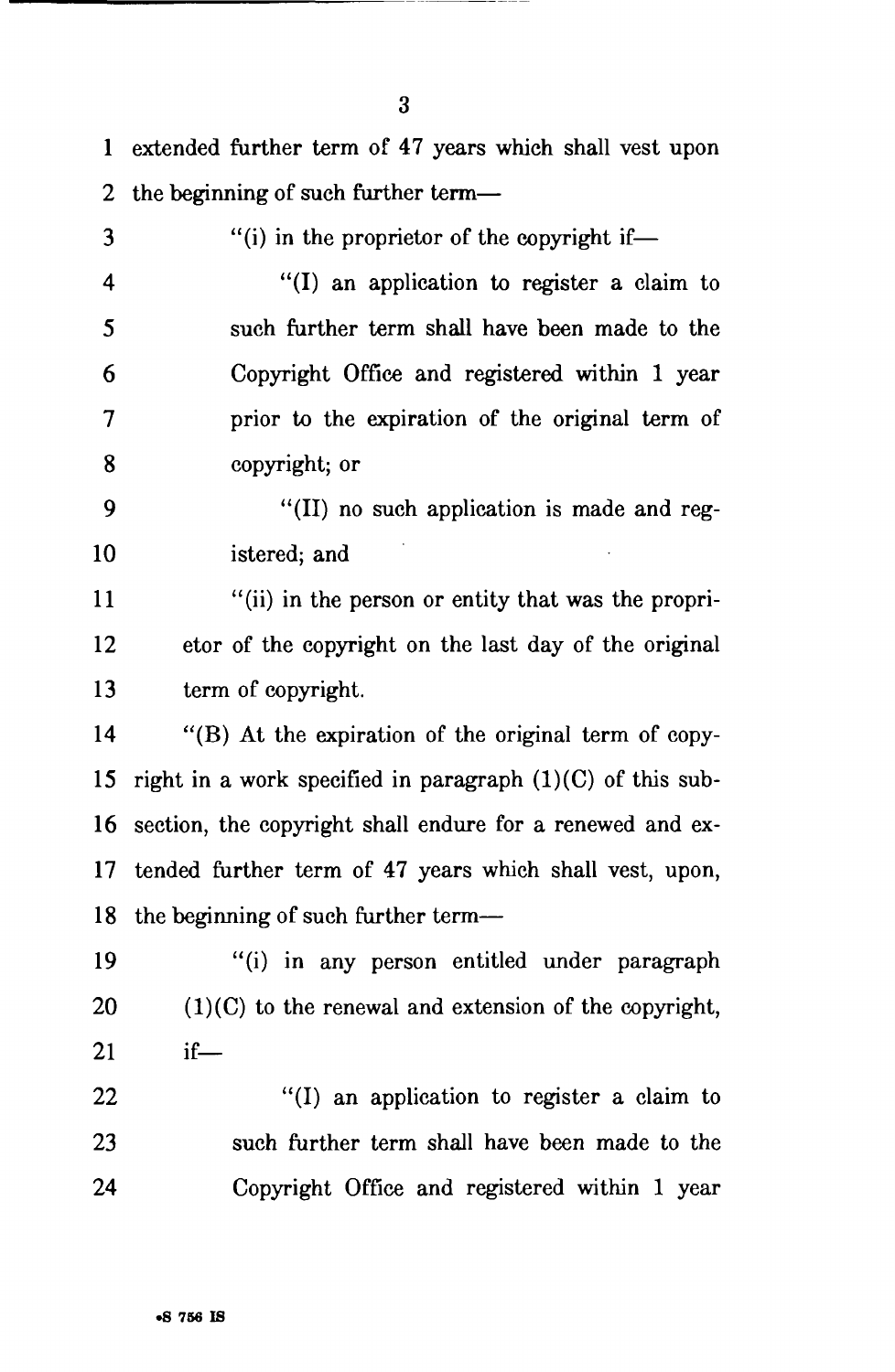extended further term of 47 years which shall vest upon the beginning of such further term—

"(i) in the proprietor of the copyright if—

"(I) an application to register a claim to such further term shall have been made to the Copyright Office and registered within 1 year prior to the expiration of the original term of copyright; or

"(II) no such application is made and registered; and

"(ii) in the person or entity that was the proprietor of the copyright on the last day of the original term of copyright.

"(B) At the expiration of the original term of copyright in a work specified in paragraph (1)(C) of this subsection, the copyright shall endure for a renewed and extended further term of 47 years which shall vest, upon, the beginning of such further term—

"(i) in any person entitled under paragraph (1)(C) to the renewal and extension of the copyright, if—

"(I) an application to register a claim to such further term shall have been made to the Copyright Office and registered within 1 year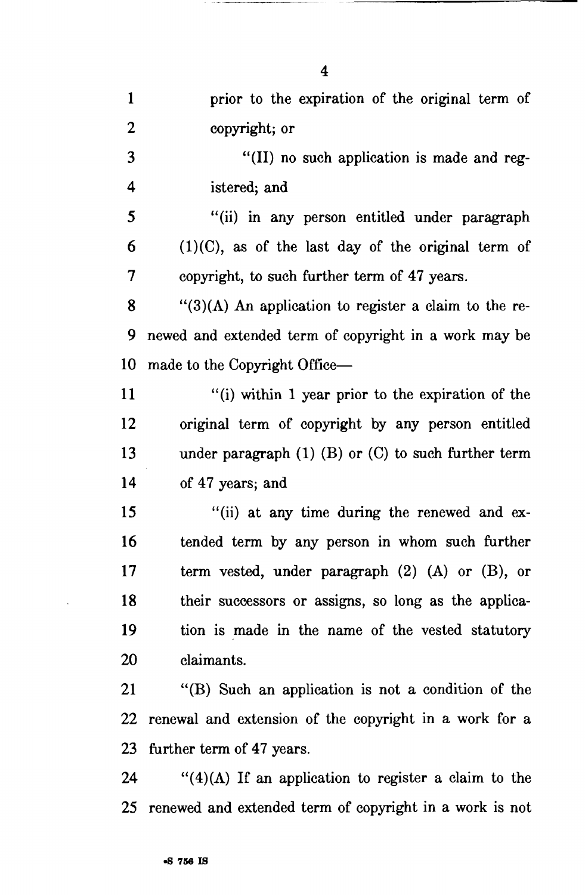prior to the expiration of the original term of copyright; or

"(II) no such application is made and registered; and

"(ii) in any person entitled under paragraph (1)(C), as of the last day of the original term of copyright, to such further term of 47 years.

"(3)(A) An application to register a claim to the renewed and extended term of copyright in a work may be made to the Copyright Office—

"(i) within 1 year prior to the expiration of the original term of copyright by any person entitled under paragraph (1) (B) or (C) to such further term of 47 years; and

"(ii) at any time during the renewed and extended term by any person in whom such further term vested, under paragraph (2) (A) or (B), or their successors or assigns, so long as the application is made in the name of the vested statutory claimants.

"(B) Such an application is not a condition of the renewal and extension of the copyright in a work for a further term of 47 years.

"(4)(A) If an application to register a claim to the renewed and extended term of copyright in a work is not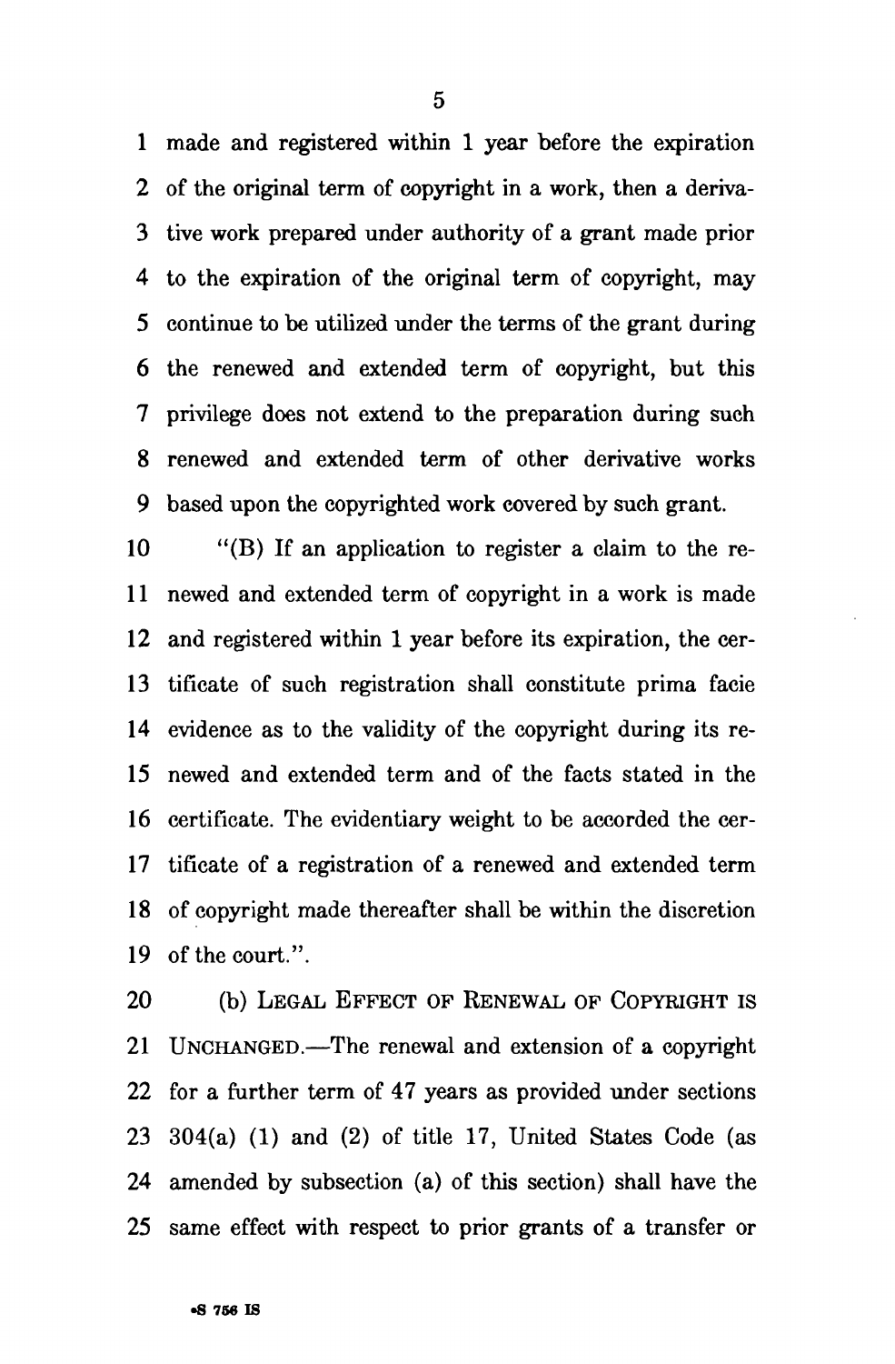made and registered within 1 year before the expiration of the original term of copyright in a work, then a derivative work prepared under authority of a grant made prior to the expiration of the original term of copyright, may continue to be utilized under the terms of the grant during the renewed and extended term of copyright, but this privilege does not extend to the preparation during such renewed and extended term of other derivative works based upon the copyrighted work covered by such grant.

"(B) If an application to register a claim to the renewed and extended term of copyright in a work is made and registered within 1 year before its expiration, the certificate of such registration shall constitute prima facie evidence as to the validity of the copyright during its renewed and extended term and of the facts stated in the certificate. The evidentiary weight to be accorded the certificate of a registration of a renewed and extended term of copyright made thereafter shall be within the discretion of the court.".

(b) LEGAL EFFECT OF RENEWAL OF COPYRIGHT IS UNCHANGED.—The renewal and extension of a copyright for a further term of 47 years as provided under sections 304(a) (1) and (2) of title 17, United States Code (as amended by subsection (a) of this section) shall have the same effect with respect to prior grants of a transfer or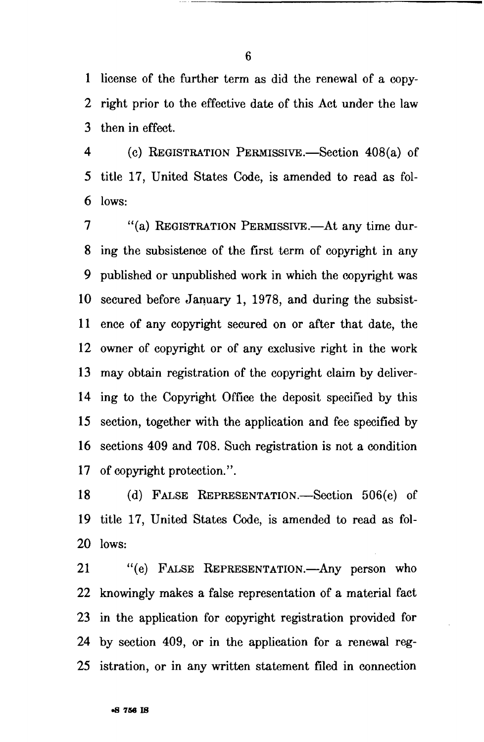license of the further term as did the renewal of a copyright prior to the effective date of this Act under the law then in effect.

(c) REGISTRATION PERMISSIVE.—Section 408(a) of title 17, United States Code, is amended to read as follows:

"(a) REGISTRATION PERMISSIVE.—At any time during the subsistence of the first term of copyright in any published or unpublished work in which the copyright was secured before January 1, 1978, and during the subsistence of any copyright secured on or after that date, the owner of copyright or of any exclusive right in the work may obtain registration of the copyright claim by delivering to the Copyright Office the deposit specified by this section, together with the application and fee specified by sections 409 and 708. Such registration is not a condition of copyright protection.".

(d) FALSE REPRESENTATION.—Section 506(e) of title 17, United States Code, is amended to read as follows:

"(e) FALSE REPRESENTATION.—Any person who knowingly makes a false representation of a material fact in the application for copyright registration provided for by section 409, or in the application for a renewal registration, or in any written statement filed in connection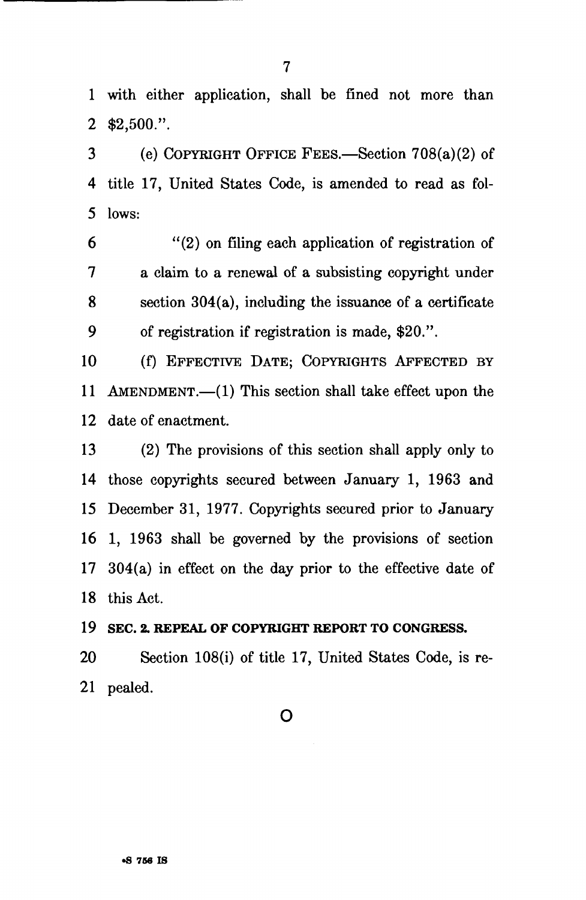with either application, shall be fined not more than $2,500.".

(e) COPYRIGHT OFFICE FEES.—Section 708(a)(2) of title 17, United States Code, is amended to read as follows:

"(2) on filing each application of registration of a claim to a renewal of a subsisting copyright under section 304(a), including the issuance of a certificate of registration if registration is made, $20.".

(f) EFFECTIVE DATE; COPYRIGHTS AFFECTED BY AMENDMENT.—(1) This section shall take effect upon the date of enactment.

(2) The provisions of this section shall apply only to those copyrights secured between January 1, 1963 and December 31, 1977. Copyrights secured prior to January 1, 1963 shall be governed by the provisions of section 304(a) in effect on the day prior to the effective date of this Act.

**SEC. 2. REPEAL OF COPYRIGHT REPORT TO CONGRESS.**

Section 108(i) of title 17, United States Code, is repealed.

O